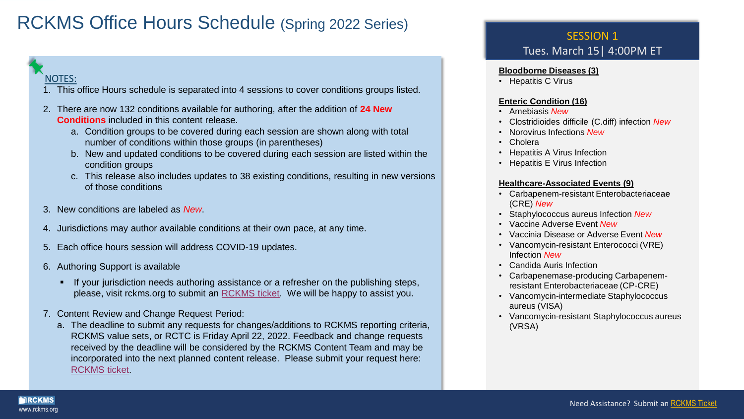# RCKMS Office Hours Schedule (Spring 2022 Series)

NOTES:

1. This office Hours schedule is separated into 4 sessions to cover conditions groups listed.
2. There are now 132 conditions available for authoring, after the addition of **24 New Conditions** included in this content release.
   a. Condition groups to be covered during each session are shown along with total number of conditions within those groups (in parentheses)
   b. New and updated conditions to be covered during each session are listed within the condition groups
   c. This release also includes updates to 38 existing conditions, resulting in new versions of those conditions
3. New conditions are labeled as *New*.
4. Jurisdictions may author available conditions at their own pace, at any time.
5. Each office hours session will address COVID-19 updates.
6. Authoring Support is available
   - If your jurisdiction needs authoring assistance or a refresher on the publishing steps, please, visit rckms.org to submit an RCKMS ticket. We will be happy to assist you.
7. Content Review and Change Request Period:
   a. The deadline to submit any requests for changes/additions to RCKMS reporting criteria, RCKMS value sets, or RCTC is Friday April 22, 2022. Feedback and change requests received by the deadline will be considered by the RCKMS Content Team and may be incorporated into the next planned content release. Please submit your request here: RCKMS ticket.

## SESSION 1

### Tues. March 15| 4:00PM ET

**Bloodborne Diseases (3)**

- Hepatitis C Virus

**Enteric Condition (16)**

- Amebiasis *New*
- Clostridioides difficile (C.diff) infection *New*
- Norovirus Infections *New*
- Cholera
- Hepatitis A Virus Infection
- Hepatitis E Virus Infection

**Healthcare-Associated Events (9)**

- Carbapenem-resistant Enterobacteriaceae (CRE) *New*
- Staphylococcus aureus Infection *New*
- Vaccine Adverse Event *New*
- Vaccinia Disease or Adverse Event *New*
- Vancomycin-resistant Enterococci (VRE) Infection *New*
- Candida Auris Infection
- Carbapenemase-producing Carbapenem-resistant Enterobacteriaceae (CP-CRE)
- Vancomycin-intermediate Staphylococcus aureus (VISA)
- Vancomycin-resistant Staphylococcus aureus (VRSA)

Need Assistance? Submit an RCKMS Ticket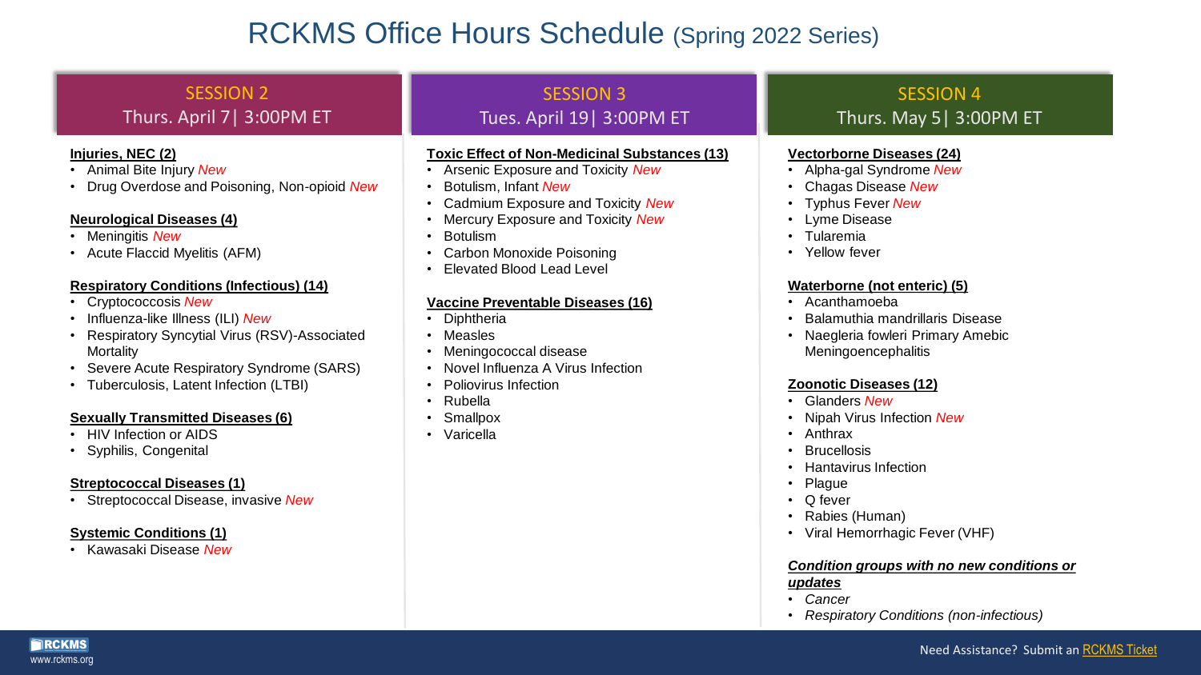# RCKMS Office Hours Schedule (Spring 2022 Series)

## SESSION 2
Thurs. April 7| 3:00PM ET

**Injuries, NEC (2)**
- Animal Bite Injury *New*
- Drug Overdose and Poisoning, Non-opioid *New*

**Neurological Diseases (4)**
- Meningitis *New*
- Acute Flaccid Myelitis (AFM)

**Respiratory Conditions (Infectious) (14)**
- Cryptococcosis *New*
- Influenza-like Illness (ILI) *New*
- Respiratory Syncytial Virus (RSV)-Associated Mortality
- Severe Acute Respiratory Syndrome (SARS)
- Tuberculosis, Latent Infection (LTBI)

**Sexually Transmitted Diseases (6)**
- HIV Infection or AIDS
- Syphilis, Congenital

**Streptococcal Diseases (1)**
- Streptococcal Disease, invasive *New*

**Systemic Conditions (1)**
- Kawasaki Disease *New*

## SESSION 3
Tues. April 19| 3:00PM ET

**Toxic Effect of Non-Medicinal Substances (13)**
- Arsenic Exposure and Toxicity *New*
- Botulism, Infant *New*
- Cadmium Exposure and Toxicity *New*
- Mercury Exposure and Toxicity *New*
- Botulism
- Carbon Monoxide Poisoning
- Elevated Blood Lead Level

**Vaccine Preventable Diseases (16)**
- Diphtheria
- Measles
- Meningococcal disease
- Novel Influenza A Virus Infection
- Poliovirus Infection
- Rubella
- Smallpox
- Varicella

## SESSION 4
Thurs. May 5| 3:00PM ET

**Vectorborne Diseases (24)**
- Alpha-gal Syndrome *New*
- Chagas Disease *New*
- Typhus Fever *New*
- Lyme Disease
- Tularemia
- Yellow fever

**Waterborne (not enteric) (5)**
- Acanthamoeba
- Balamuthia mandrillaris Disease
- Naegleria fowleri Primary Amebic Meningoencephalitis

**Zoonotic Diseases (12)**
- Glanders *New*
- Nipah Virus Infection *New*
- Anthrax
- Brucellosis
- Hantavirus Infection
- Plague
- Q fever
- Rabies (Human)
- Viral Hemorrhagic Fever (VHF)

***Condition groups with no new conditions or updates***
- *Cancer*
- *Respiratory Conditions (non-infectious)*

Need Assistance? Submit an RCKMS Ticket